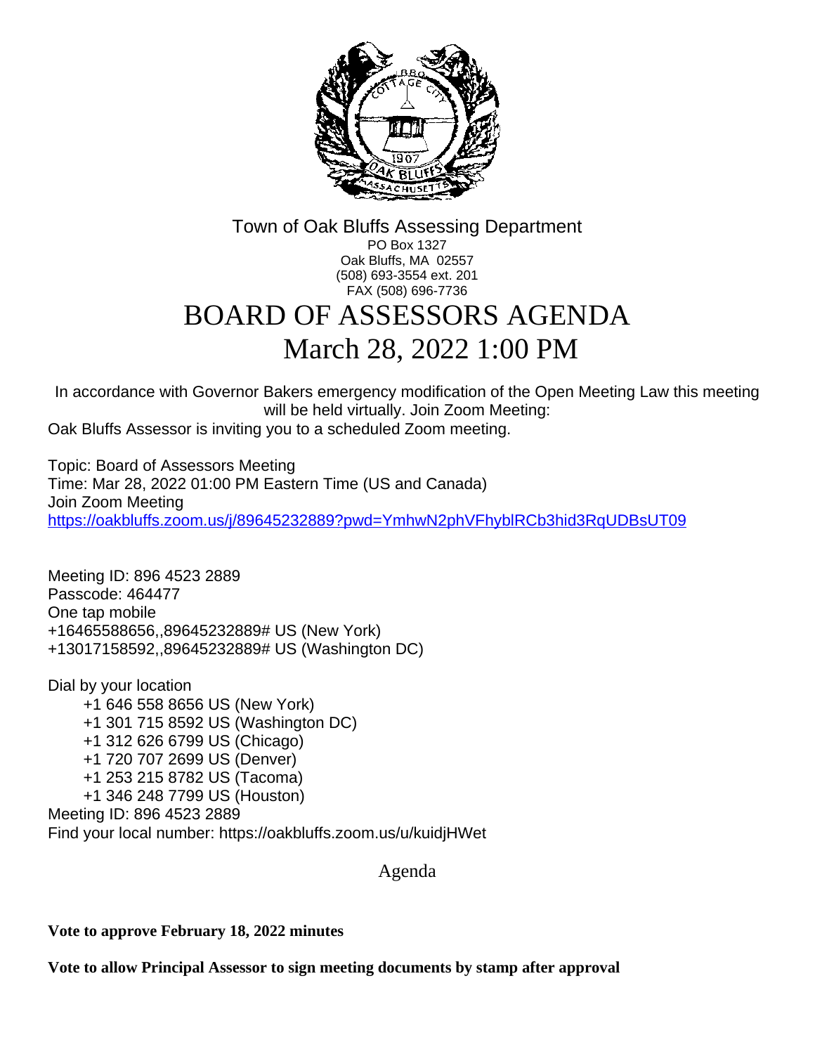Town of Oak Bluffs Assessing Department
PO Box 1327
Oak Bluffs, MA 02557
(508) 693-3554 ext. 201
FAX (508) 696-7736

# BOARD OF ASSESSORS AGENDA
# March 28, 2022 1:00 PM

In accordance with Governor Bakers emergency modification of the Open Meeting Law this meeting will be held virtually. Join Zoom Meeting:
Oak Bluffs Assessor is inviting you to a scheduled Zoom meeting.

Topic: Board of Assessors Meeting
Time: Mar 28, 2022 01:00 PM Eastern Time (US and Canada)
Join Zoom Meeting
https://oakbluffs.zoom.us/j/89645232889?pwd=YmhwN2phVFhyblRCb3hid3RqUDBsUT09

Meeting ID: 896 4523 2889
Passcode: 464477
One tap mobile
+16465588656,,89645232889# US (New York)
+13017158592,,89645232889# US (Washington DC)

Dial by your location
+1 646 558 8656 US (New York)
+1 301 715 8592 US (Washington DC)
+1 312 626 6799 US (Chicago)
+1 720 707 2699 US (Denver)
+1 253 215 8782 US (Tacoma)
+1 346 248 7799 US (Houston)
Meeting ID: 896 4523 2889
Find your local number: https://oakbluffs.zoom.us/u/kuidjHWet

Agenda

**Vote to approve February 18, 2022 minutes**

**Vote to allow Principal Assessor to sign meeting documents by stamp after approval**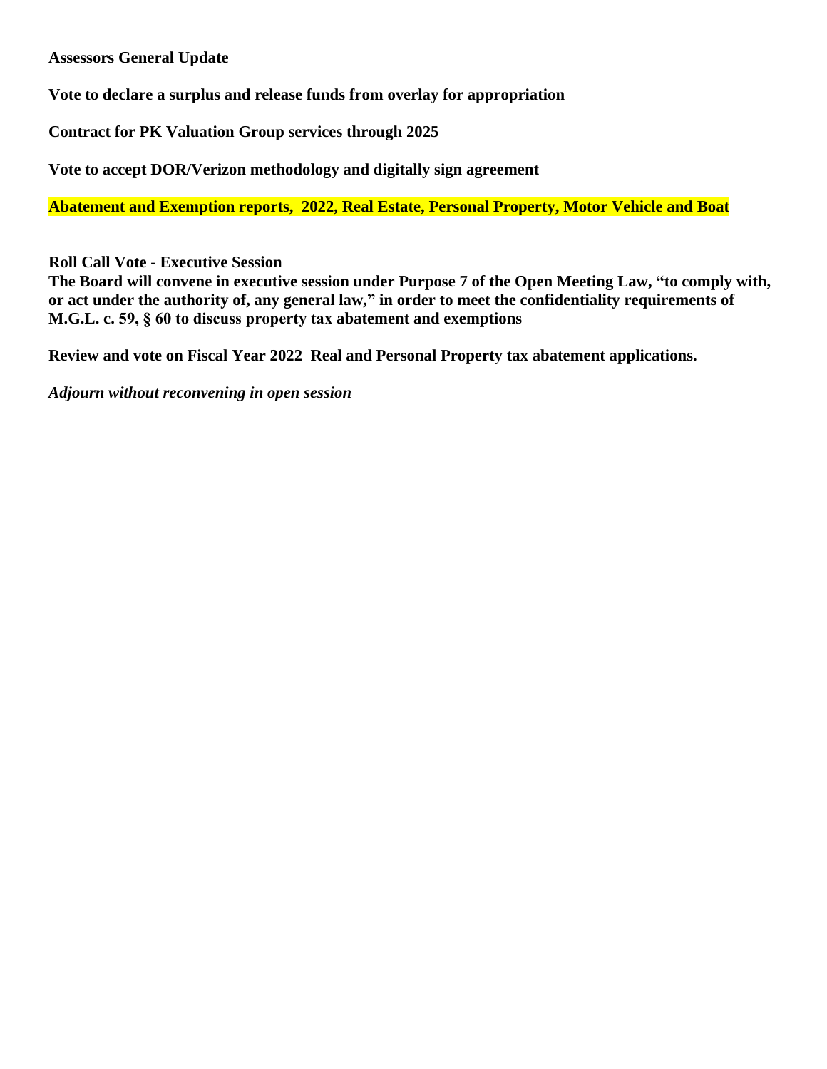**Assessors General Update**

**Vote to declare a surplus and release funds from overlay for appropriation**

**Contract for PK Valuation Group services through 2025**

**Vote to accept DOR/Verizon methodology and digitally sign agreement**

**Abatement and Exemption reports,  2022, Real Estate, Personal Property, Motor Vehicle and Boat**

**Roll Call Vote - Executive Session**
**The Board will convene in executive session under Purpose 7 of the Open Meeting Law, "to comply with, or act under the authority of, any general law," in order to meet the confidentiality requirements of M.G.L. c. 59, § 60 to discuss property tax abatement and exemptions**

**Review and vote on Fiscal Year 2022  Real and Personal Property tax abatement applications.**

***Adjourn without reconvening in open session***